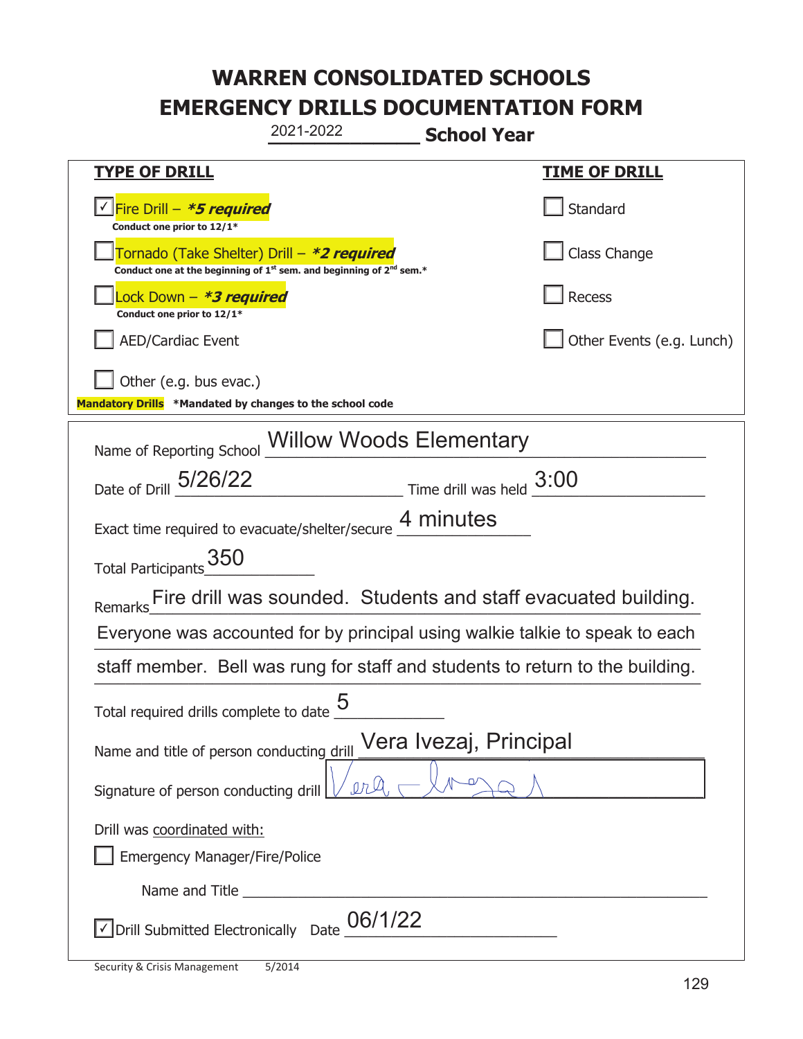# WARREN CONSOLIDATED SCHOOLS
# EMERGENCY DRILLS DOCUMENTATION FORM

2021-2022 **School Year**

| **TYPE OF DRILL** | **TIME OF DRILL** |
|---|---|
| ☑ Fire Drill – ***5 required*** <br> **Conduct one prior to 12/1*** | ☐ Standard |
| ☐ Tornado (Take Shelter) Drill – ***2 required*** <br> **Conduct one at the beginning of 1st sem. and beginning of 2nd sem.*** | ☐ Class Change |
| ☐ Lock Down – ***3 required*** <br> **Conduct one prior to 12/1*** | ☐ Recess |
| ☐ AED/Cardiac Event | ☐ Other Events (e.g. Lunch) |
| ☐ Other (e.g. bus evac.) | |

**Mandatory Drills** ***Mandated by changes to the school code**

Name of Reporting School: Willow Woods Elementary

Date of Drill: 5/26/22 Time drill was held: 3:00

Exact time required to evacuate/shelter/secure: 4 minutes

Total Participants: 350

Remarks: Fire drill was sounded. Students and staff evacuated building. Everyone was accounted for by principal using walkie talkie to speak to each staff member. Bell was rung for staff and students to return to the building.

Total required drills complete to date: 5

Name and title of person conducting drill: Vera Ivezaj, Principal

Signature of person conducting drill: [signature]

Drill was coordinated with:

☐ Emergency Manager/Fire/Police

Name and Title ______________________

☑ Drill Submitted Electronically Date: 06/1/22

Security & Crisis Management 5/2014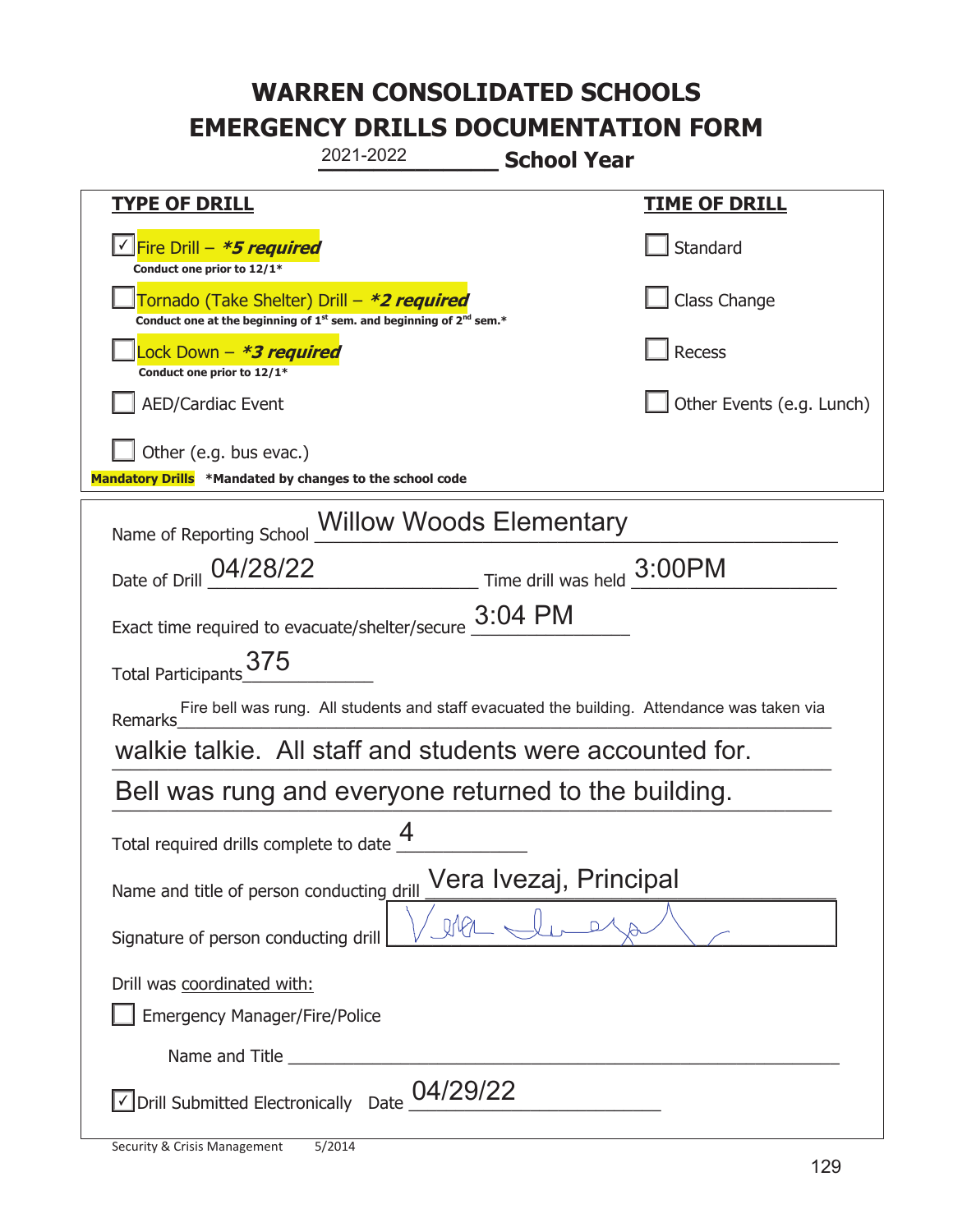# WARREN CONSOLIDATED SCHOOLS
# EMERGENCY DRILLS DOCUMENTATION FORM

2021-2022 **School Year**

| **TYPE OF DRILL** | **TIME OF DRILL** |
|---|---|
| ☑ Fire Drill – ***5 required*** <br> **Conduct one prior to 12/1*** | ☐ Standard |
| ☐ Tornado (Take Shelter) Drill – ***2 required*** <br> **Conduct one at the beginning of 1st sem. and beginning of 2nd sem.*** | ☐ Class Change |
| ☐ Lock Down – ***3 required*** <br> **Conduct one prior to 12/1*** | ☐ Recess |
| ☐ AED/Cardiac Event | ☐ Other Events (e.g. Lunch) |
| ☐ Other (e.g. bus evac.) | |

**Mandatory Drills** ***Mandated by changes to the school code**

Name of Reporting School: Willow Woods Elementary

Date of Drill: 04/28/22 Time drill was held: 3:00PM

Exact time required to evacuate/shelter/secure: 3:04 PM

Total Participants: 375

Remarks: Fire bell was rung. All students and staff evacuated the building. Attendance was taken via walkie talkie. All staff and students were accounted for. Bell was rung and everyone returned to the building.

Total required drills complete to date: 4

Name and title of person conducting drill: Vera Ivezaj, Principal

Signature of person conducting drill: [signature]

Drill was coordinated with:

☐ Emergency Manager/Fire/Police

Name and Title ______________________

☑ Drill Submitted Electronically Date: 04/29/22

Security & Crisis Management 5/2014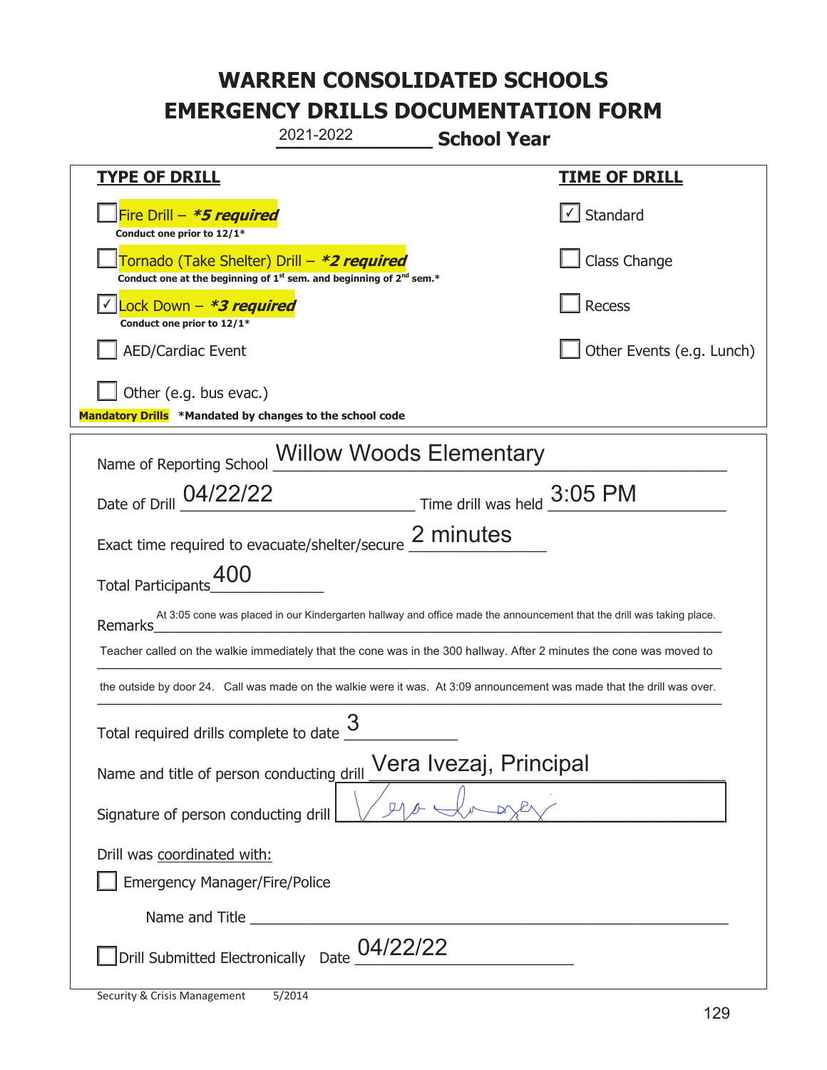# WARREN CONSOLIDATED SCHOOLS
# EMERGENCY DRILLS DOCUMENTATION FORM

2021-2022 **School Year**

| **TYPE OF DRILL** | **TIME OF DRILL** |
|---|---|
| ☐ Fire Drill – ***5 required*** <br> **Conduct one prior to 12/1*** | ☑ Standard |
| ☐ Tornado (Take Shelter) Drill – ***2 required*** <br> **Conduct one at the beginning of 1st sem. and beginning of 2nd sem.*** | ☐ Class Change |
| ☑ Lock Down – ***3 required*** <br> **Conduct one prior to 12/1*** | ☐ Recess |
| ☐ AED/Cardiac Event | ☐ Other Events (e.g. Lunch) |
| ☐ Other (e.g. bus evac.) | |

**Mandatory Drills** ***Mandated by changes to the school code**

Name of Reporting School: Willow Woods Elementary

Date of Drill: 04/22/22 Time drill was held: 3:05 PM

Exact time required to evacuate/shelter/secure: 2 minutes

Total Participants: 400

Remarks: At 3:05 cone was placed in our Kindergarten hallway and office made the announcement that the drill was taking place. Teacher called on the walkie immediately that the cone was in the 300 hallway. After 2 minutes the cone was moved to the outside by door 24. Call was made on the walkie were it was. At 3:09 announcement was made that the drill was over.

Total required drills complete to date: 3

Name and title of person conducting drill: Vera Ivezaj, Principal

Signature of person conducting drill: [signature]

Drill was coordinated with:

☐ Emergency Manager/Fire/Police

Name and Title: ______________________

☐ Drill Submitted Electronically Date: 04/22/22

Security & Crisis Management 5/2014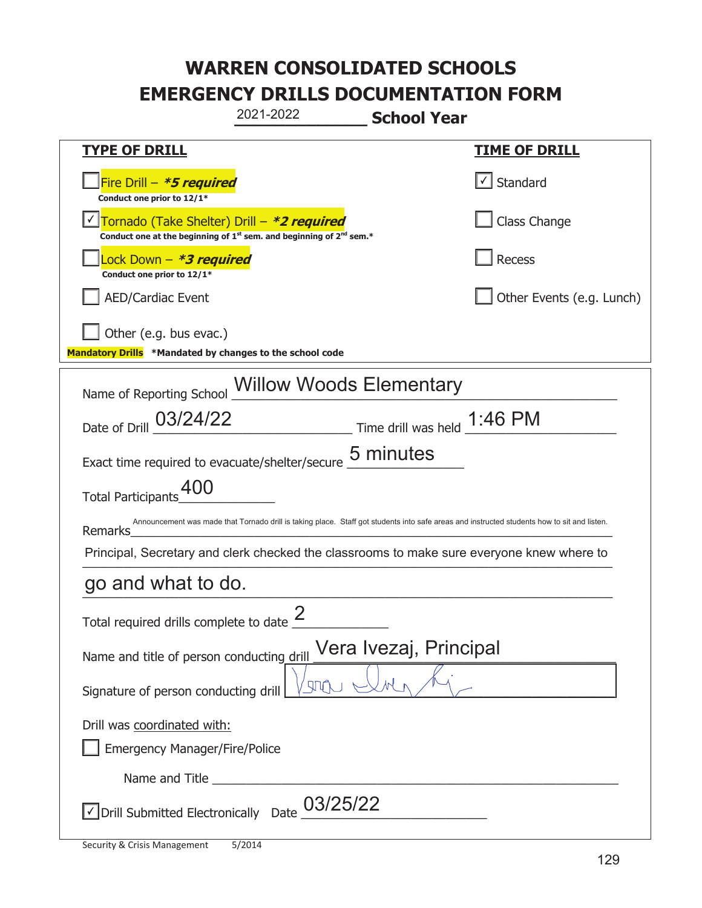# WARREN CONSOLIDATED SCHOOLS
# EMERGENCY DRILLS DOCUMENTATION FORM

2021-2022 **School Year**

| **TYPE OF DRILL** | **TIME OF DRILL** |
|---|---|
| ☐ Fire Drill – ***5 required*** <br> **Conduct one prior to 12/1*** | ☑ Standard |
| ☑ Tornado (Take Shelter) Drill – ***2 required*** <br> **Conduct one at the beginning of 1st sem. and beginning of 2nd sem.*** | ☐ Class Change |
| ☐ Lock Down – ***3 required*** <br> **Conduct one prior to 12/1*** | ☐ Recess |
| ☐ AED/Cardiac Event | ☐ Other Events (e.g. Lunch) |
| ☐ Other (e.g. bus evac.) | |

**Mandatory Drills** **\*Mandated by changes to the school code**

Name of Reporting School: Willow Woods Elementary

Date of Drill: 03/24/22 Time drill was held: 1:46 PM

Exact time required to evacuate/shelter/secure: 5 minutes

Total Participants: 400

Remarks: Announcement was made that Tornado drill is taking place. Staff got students into safe areas and instructed students how to sit and listen. Principal, Secretary and clerk checked the classrooms to make sure everyone knew where to go and what to do.

Total required drills complete to date: 2

Name and title of person conducting drill: Vera Ivezaj, Principal

Signature of person conducting drill: [signature]

Drill was coordinated with:

☐ Emergency Manager/Fire/Police

Name and Title ______________________

☑ Drill Submitted Electronically Date: 03/25/22

Security & Crisis Management 5/2014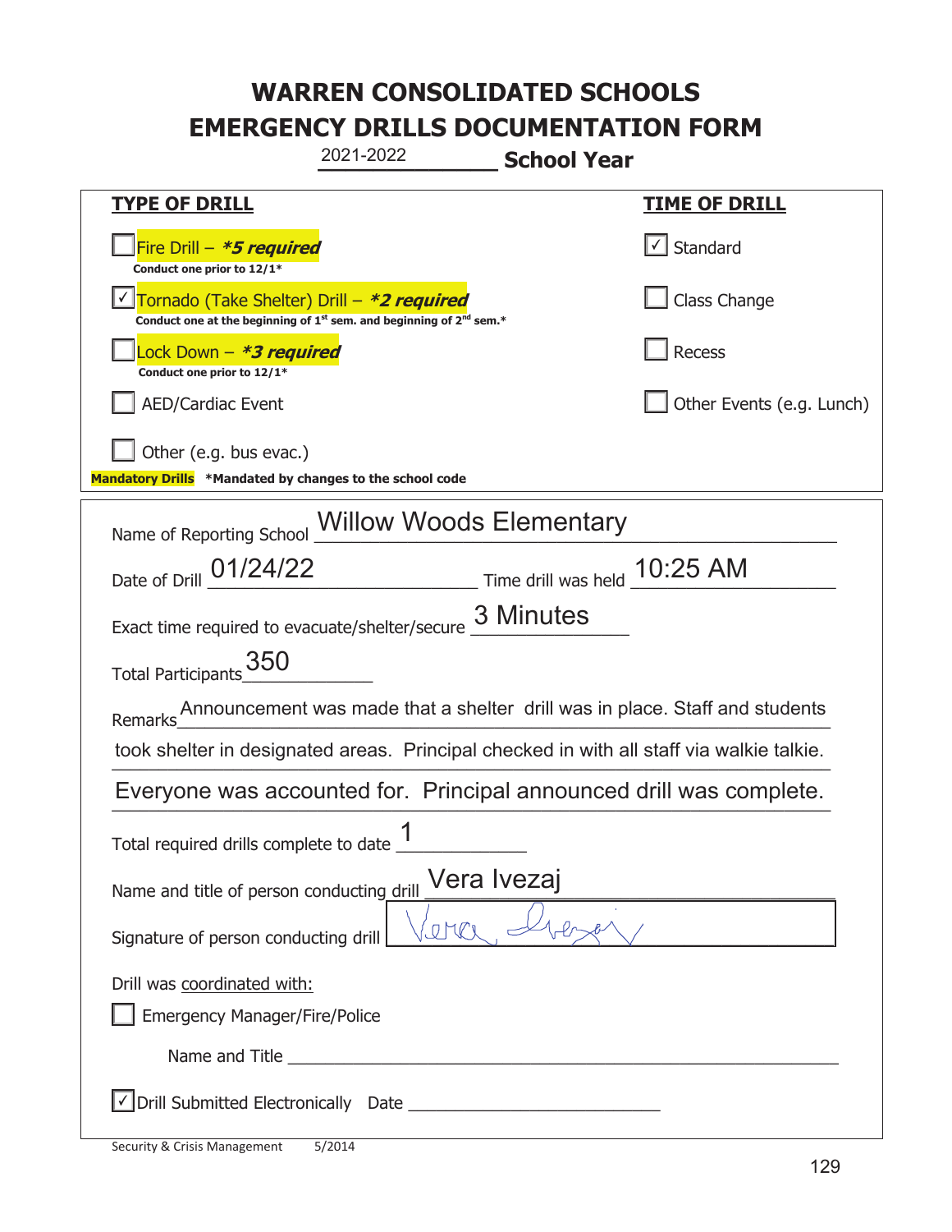# WARREN CONSOLIDATED SCHOOLS
# EMERGENCY DRILLS DOCUMENTATION FORM

2021-2022 **School Year**

| **TYPE OF DRILL** | **TIME OF DRILL** |
|---|---|
| ☐ Fire Drill – ***5 required*** Conduct one prior to 12/1* | ☑ Standard |
| ☑ Tornado (Take Shelter) Drill – ***2 required*** Conduct one at the beginning of 1st sem. and beginning of 2nd sem.* | ☐ Class Change |
| ☐ Lock Down – ***3 required*** Conduct one prior to 12/1* | ☐ Recess |
| ☐ AED/Cardiac Event | ☐ Other Events (e.g. Lunch) |
| ☐ Other (e.g. bus evac.) | |

**Mandatory Drills** ***Mandated by changes to the school code**

Name of Reporting School: Willow Woods Elementary

Date of Drill: 01/24/22 Time drill was held: 10:25 AM

Exact time required to evacuate/shelter/secure: 3 Minutes

Total Participants: 350

Remarks: Announcement was made that a shelter drill was in place. Staff and students took shelter in designated areas. Principal checked in with all staff via walkie talkie. Everyone was accounted for. Principal announced drill was complete.

Total required drills complete to date: 1

Name and title of person conducting drill: Vera Ivezaj

Signature of person conducting drill: Vera Ivezaj

Drill was coordinated with:

☐ Emergency Manager/Fire/Police

Name and Title ______________________

☑ Drill Submitted Electronically Date ______________________

Security & Crisis Management 5/2014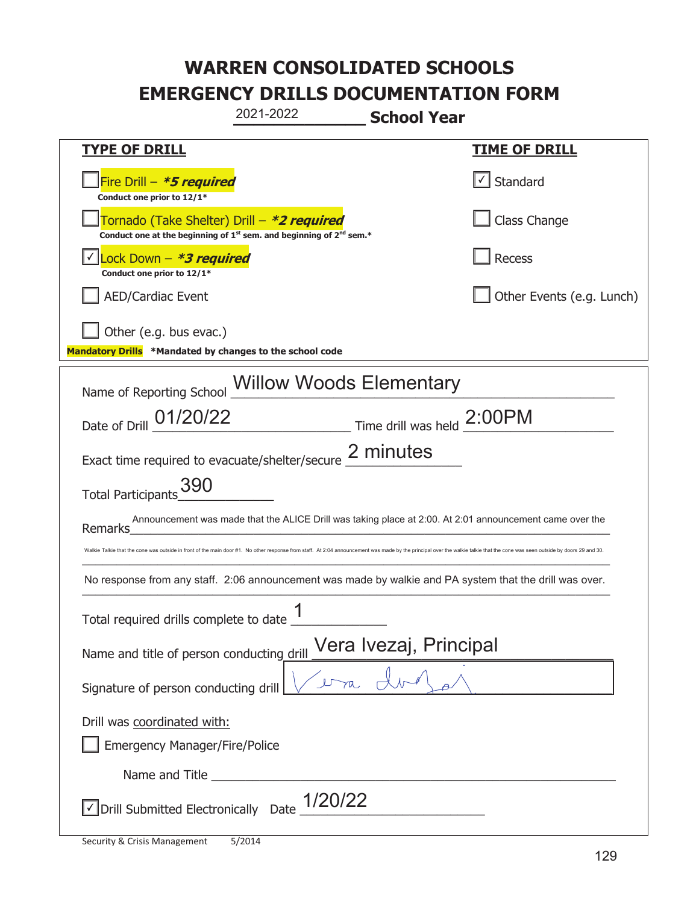# WARREN CONSOLIDATED SCHOOLS
# EMERGENCY DRILLS DOCUMENTATION FORM

2021-2022 **School Year**

| **TYPE OF DRILL** | **TIME OF DRILL** |
|---|---|
| ☐ Fire Drill – ***5 required*** <br> **Conduct one prior to 12/1*** | ☑ Standard |
| ☐ Tornado (Take Shelter) Drill – ***2 required*** <br> **Conduct one at the beginning of 1st sem. and beginning of 2nd sem.*** | ☐ Class Change |
| ☑ Lock Down – ***3 required*** <br> **Conduct one prior to 12/1*** | ☐ Recess |
| ☐ AED/Cardiac Event | ☐ Other Events (e.g. Lunch) |
| ☐ Other (e.g. bus evac.) | |

**Mandatory Drills** ***Mandated by changes to the school code**

Name of Reporting School: Willow Woods Elementary

Date of Drill: 01/20/22 Time drill was held: 2:00PM

Exact time required to evacuate/shelter/secure: 2 minutes

Total Participants: 390

Remarks: Announcement was made that the ALICE Drill was taking place at 2:00. At 2:01 announcement came over the Walkie Talkie that the cone was outside in front of the main door #1. No other response from staff. At 2:04 announcement was made by the principal over the walkie talkie that the cone was seen outside by doors 29 and 30. No response from any staff. 2:06 announcement was made by walkie and PA system that the drill was over.

Total required drills complete to date: 1

Name and title of person conducting drill: Vera Ivezaj, Principal

Signature of person conducting drill: [signature]

Drill was coordinated with:

☐ Emergency Manager/Fire/Police

Name and Title: ____________________

☑ Drill Submitted Electronically Date: 1/20/22

Security & Crisis Management 5/2014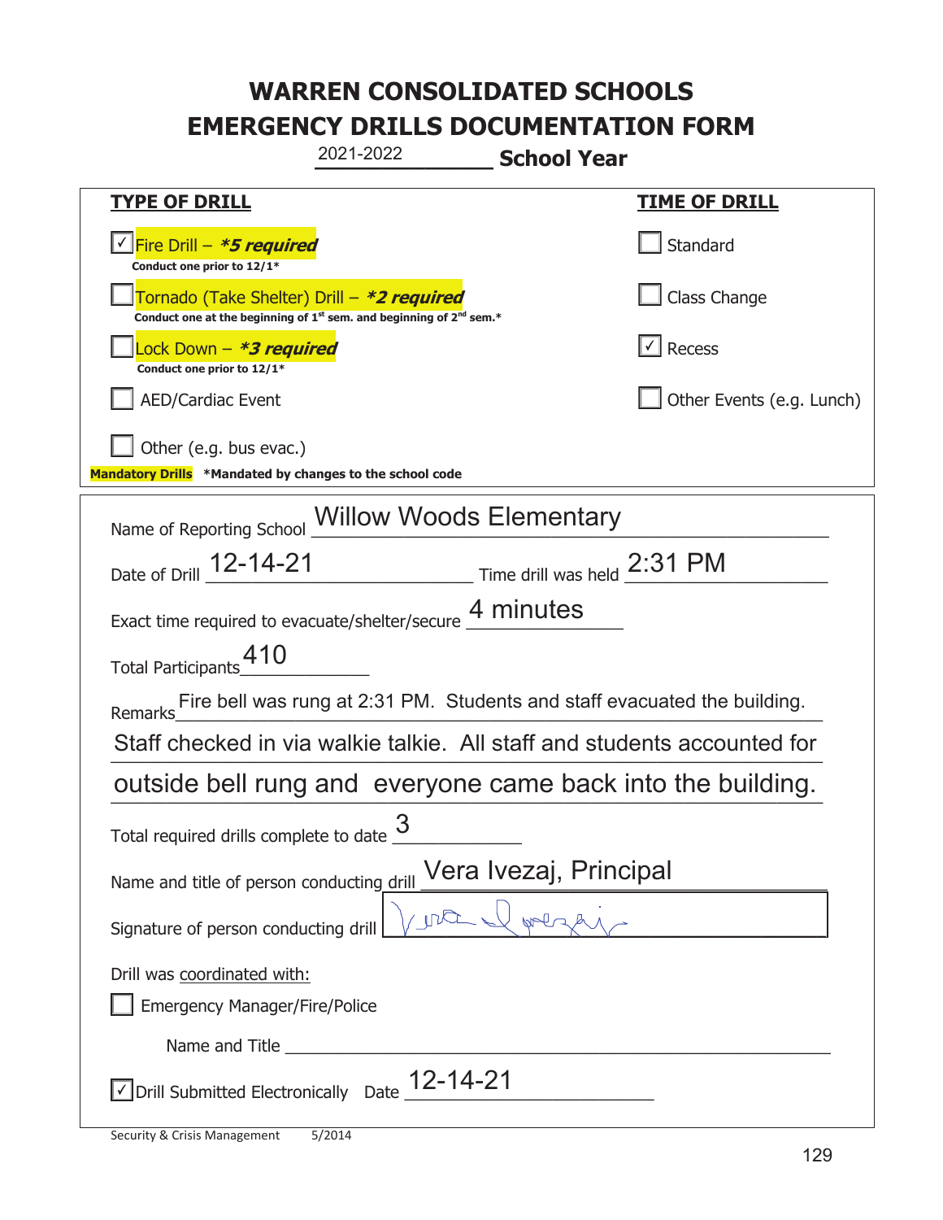# WARREN CONSOLIDATED SCHOOLS
# EMERGENCY DRILLS DOCUMENTATION FORM

2021-2022 **School Year**

| **TYPE OF DRILL** | **TIME OF DRILL** |
|---|---|
| ☑ Fire Drill – ***5 required*** <br> **Conduct one prior to 12/1*** | ☐ Standard |
| ☐ Tornado (Take Shelter) Drill – ***2 required*** <br> **Conduct one at the beginning of 1st sem. and beginning of 2nd sem.*** | ☐ Class Change |
| ☐ Lock Down – ***3 required*** <br> **Conduct one prior to 12/1*** | ☑ Recess |
| ☐ AED/Cardiac Event | ☐ Other Events (e.g. Lunch) |
| ☐ Other (e.g. bus evac.) | |

**Mandatory Drills** ***Mandated by changes to the school code**

Name of Reporting School: Willow Woods Elementary

Date of Drill: 12-14-21 Time drill was held: 2:31 PM

Exact time required to evacuate/shelter/secure: 4 minutes

Total Participants: 410

Remarks: Fire bell was rung at 2:31 PM. Students and staff evacuated the building. Staff checked in via walkie talkie. All staff and students accounted for outside bell rung and everyone came back into the building.

Total required drills complete to date: 3

Name and title of person conducting drill: Vera Ivezaj, Principal

Signature of person conducting drill: [signature]

Drill was coordinated with:

☐ Emergency Manager/Fire/Police

Name and Title ______

☑ Drill Submitted Electronically Date: 12-14-21

Security & Crisis Management 5/2014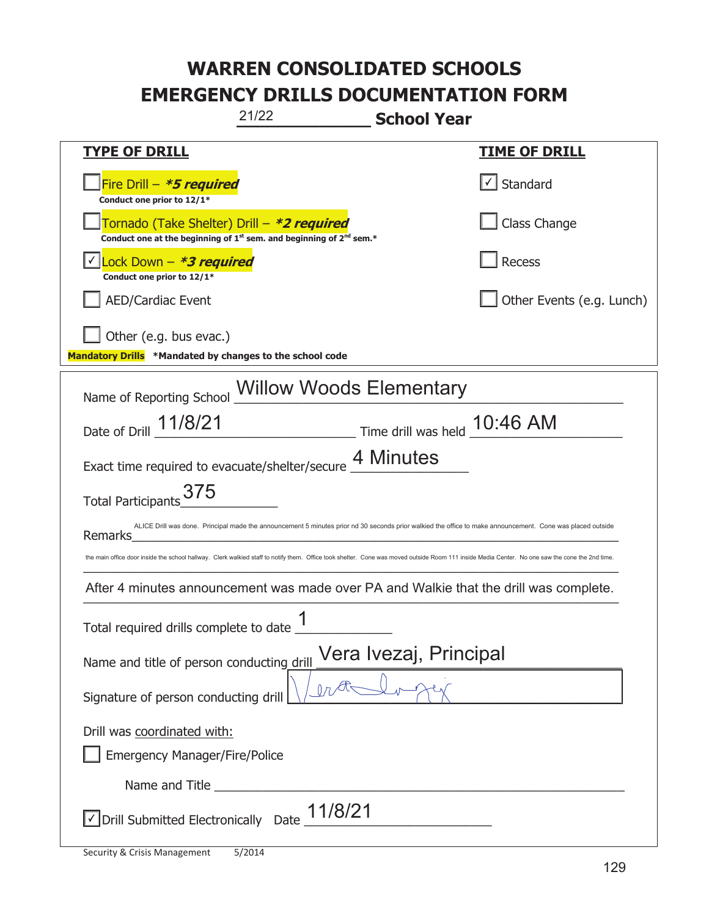# WARREN CONSOLIDATED SCHOOLS
# EMERGENCY DRILLS DOCUMENTATION FORM

21/22 **School Year**

| **TYPE OF DRILL** | **TIME OF DRILL** |
|---|---|
| ☐ Fire Drill – ***5 required*** <br> **Conduct one prior to 12/1*** | ☑ Standard |
| ☐ Tornado (Take Shelter) Drill – ***2 required*** <br> **Conduct one at the beginning of 1st sem. and beginning of 2nd sem.*** | ☐ Class Change |
| ☑ Lock Down – ***3 required*** <br> **Conduct one prior to 12/1*** | ☐ Recess |
| ☐ AED/Cardiac Event | ☐ Other Events (e.g. Lunch) |
| ☐ Other (e.g. bus evac.) | |

**Mandatory Drills** **\*Mandated by changes to the school code**

Name of Reporting School: Willow Woods Elementary

Date of Drill: 11/8/21 Time drill was held: 10:46 AM

Exact time required to evacuate/shelter/secure: 4 Minutes

Total Participants: 375

Remarks: ALICE Drill was done. Principal made the announcement 5 minutes prior nd 30 seconds prior walkied the office to make announcement. Cone was placed outside the main office door inside the school hallway. Clerk walkied staff to notify them. Office took shelter. Cone was moved outside Room 111 inside Media Center. No one saw the cone the 2nd time. After 4 minutes announcement was made over PA and Walkie that the drill was complete.

Total required drills complete to date: 1

Name and title of person conducting drill: Vera Ivezaj, Principal

Signature of person conducting drill: [signature]

Drill was coordinated with:

☐ Emergency Manager/Fire/Police

Name and Title ______________________

☑ Drill Submitted Electronically Date: 11/8/21

Security & Crisis Management 5/2014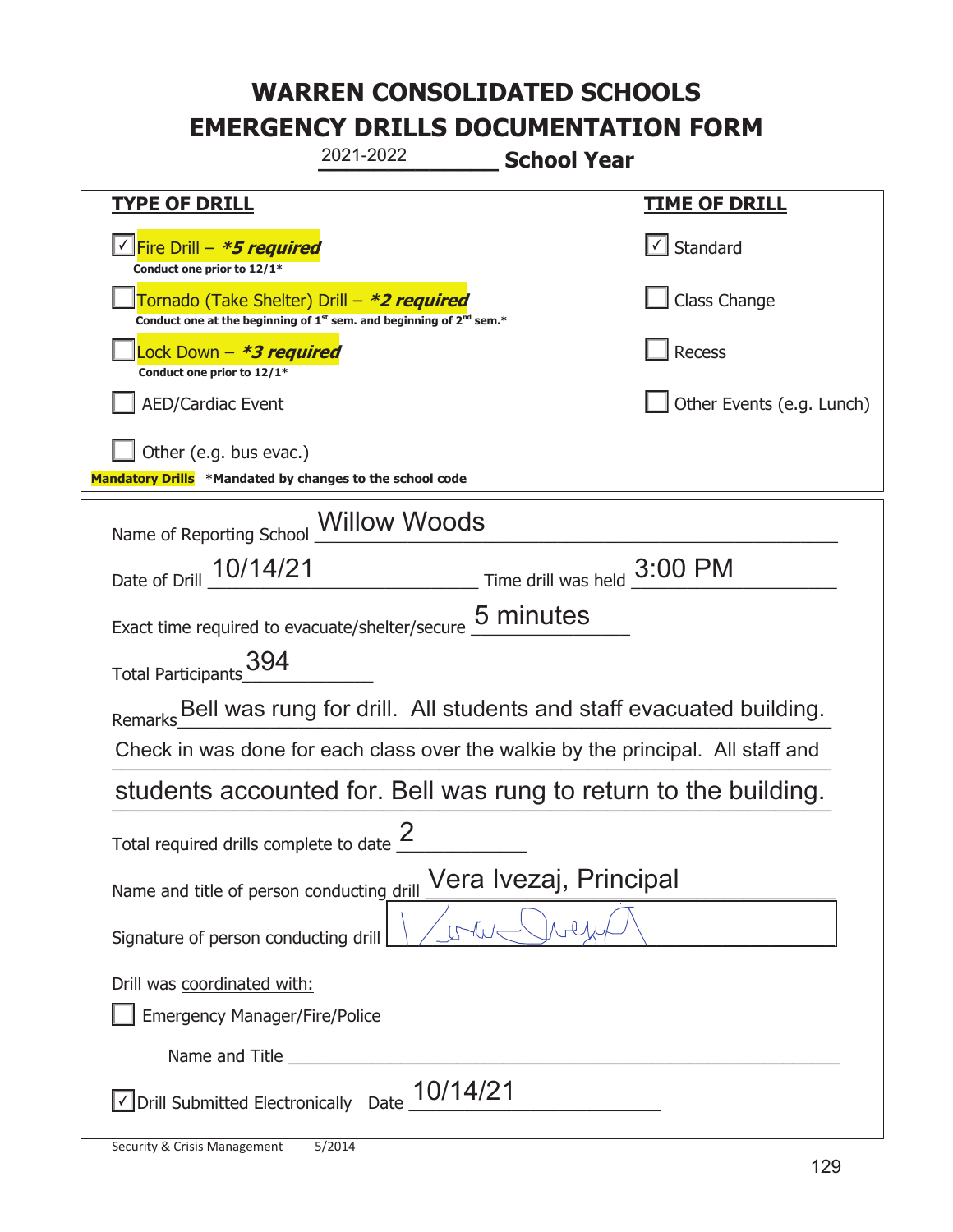# WARREN CONSOLIDATED SCHOOLS
# EMERGENCY DRILLS DOCUMENTATION FORM

2021-2022 **School Year**

| **TYPE OF DRILL** | **TIME OF DRILL** |
|---|---|
| ☑ Fire Drill – ***\*5 required*** <br> **Conduct one prior to 12/1\*** | ☑ Standard |
| ☐ Tornado (Take Shelter) Drill – ***\*2 required*** <br> **Conduct one at the beginning of 1st sem. and beginning of 2nd sem.\*** | ☐ Class Change |
| ☐ Lock Down – ***\*3 required*** <br> **Conduct one prior to 12/1\*** | ☐ Recess |
| ☐ AED/Cardiac Event | ☐ Other Events (e.g. Lunch) |
| ☐ Other (e.g. bus evac.) | |

**Mandatory Drills** **\*Mandated by changes to the school code**

Name of Reporting School: Willow Woods

Date of Drill: 10/14/21 Time drill was held: 3:00 PM

Exact time required to evacuate/shelter/secure: 5 minutes

Total Participants: 394

Remarks: Bell was rung for drill. All students and staff evacuated building. Check in was done for each class over the walkie by the principal. All staff and students accounted for. Bell was rung to return to the building.

Total required drills complete to date: 2

Name and title of person conducting drill: Vera Ivezaj, Principal

Signature of person conducting drill: [signature]

Drill was coordinated with:

☐ Emergency Manager/Fire/Police

Name and Title: ______

☑ Drill Submitted Electronically Date: 10/14/21

Security & Crisis Management 5/2014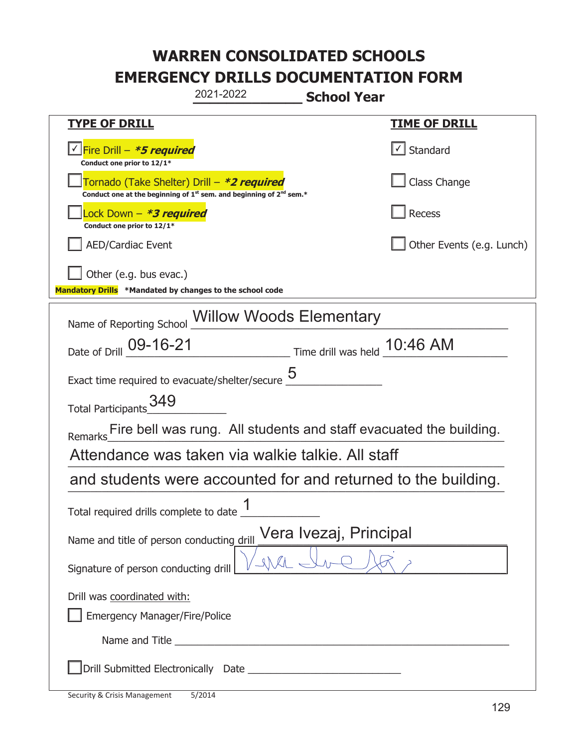# WARREN CONSOLIDATED SCHOOLS
# EMERGENCY DRILLS DOCUMENTATION FORM

2021-2022 **School Year**

| **TYPE OF DRILL** | **TIME OF DRILL** |
|---|---|
| ☑ Fire Drill – ***5 required*** <br> **Conduct one prior to 12/1*** | ☑ Standard |
| ☐ Tornado (Take Shelter) Drill – ***2 required*** <br> **Conduct one at the beginning of 1st sem. and beginning of 2nd sem.*** | ☐ Class Change |
| ☐ Lock Down – ***3 required*** <br> **Conduct one prior to 12/1*** | ☐ Recess |
| ☐ AED/Cardiac Event | ☐ Other Events (e.g. Lunch) |
| ☐ Other (e.g. bus evac.) | |

**Mandatory Drills** **\*Mandated by changes to the school code**

Name of Reporting School: Willow Woods Elementary

Date of Drill: 09-16-21 Time drill was held: 10:46 AM

Exact time required to evacuate/shelter/secure: 5

Total Participants: 349

Remarks: Fire bell was rung. All students and staff evacuated the building. Attendance was taken via walkie talkie. All staff and students were accounted for and returned to the building.

Total required drills complete to date: 1

Name and title of person conducting drill: Vera Ivezaj, Principal

Signature of person conducting drill: [signature]

Drill was coordinated with:

☐ Emergency Manager/Fire/Police

Name and Title ______________________

☐ Drill Submitted Electronically Date ______________________

Security & Crisis Management 5/2014